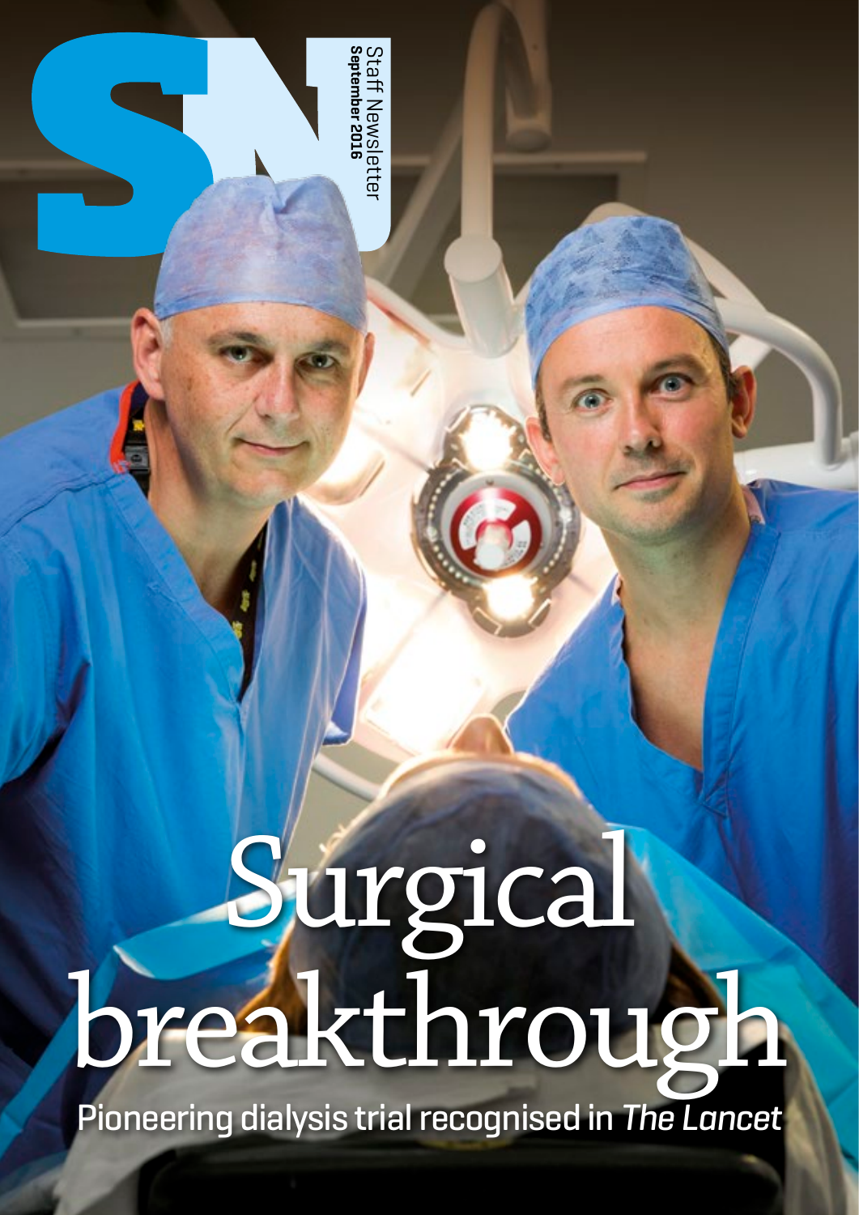Staff Newsletter
**September 2016**

# Surgical breakthrough

Pioneering dialysis trial recognised in *The Lancet*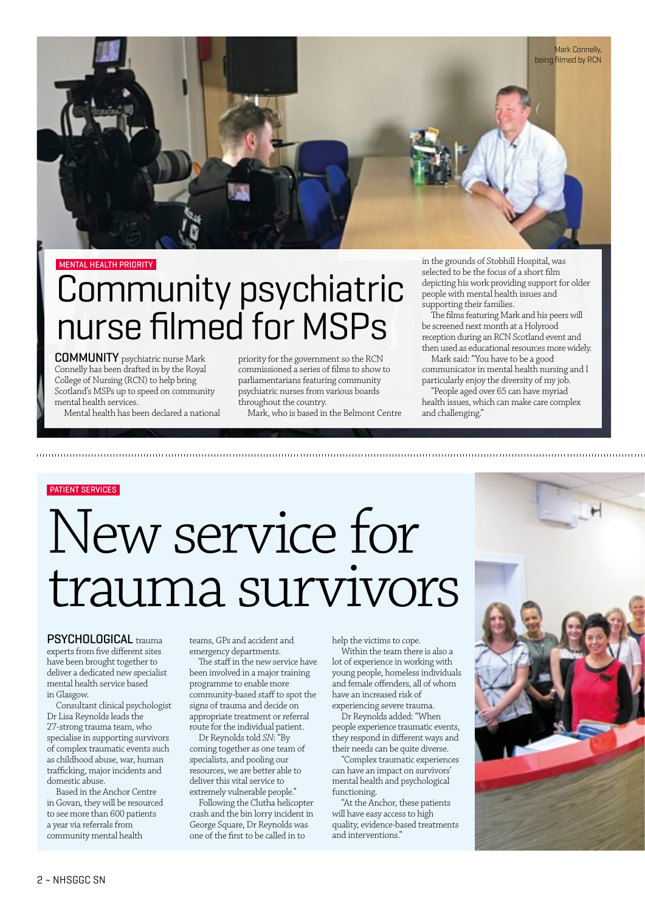Mark Connelly, being filmed by RCN

MENTAL HEALTH PRIORITY

# Community psychiatric nurse filmed for MSPs

**COMMUNITY** psychiatric nurse Mark Connelly has been drafted in by the Royal College of Nursing (RCN) to help bring Scotland's MSPs up to speed on community mental health services.

Mental health has been declared a national priority for the government so the RCN commissioned a series of films to show to parliamentarians featuring community psychiatric nurses from various boards throughout the country.

Mark, who is based in the Belmont Centre in the grounds of Stobhill Hospital, was selected to be the focus of a short film depicting his work providing support for older people with mental health issues and supporting their families.

The films featuring Mark and his peers will be screened next month at a Holyrood reception during an RCN Scotland event and then used as educational resources more widely.

Mark said: "You have to be a good communicator in mental health nursing and I particularly enjoy the diversity of my job.

"People aged over 65 can have myriad health issues, which can make care complex and challenging."

PATIENT SERVICES

# New service for trauma survivors

**PSYCHOLOGICAL** trauma experts from five different sites have been brought together to deliver a dedicated new specialist mental health service based in Glasgow.

Consultant clinical psychologist Dr Lisa Reynolds leads the 27-strong trauma team, who specialise in supporting survivors of complex traumatic events such as childhood abuse, war, human trafficking, major incidents and domestic abuse.

Based in the Anchor Centre in Govan, they will be resourced to see more than 600 patients a year via referrals from community mental health teams, GPs and accident and emergency departments.

The staff in the new service have been involved in a major training programme to enable more community-based staff to spot the signs of trauma and decide on appropriate treatment or referral route for the individual patient.

Dr Reynolds told *SN*: "By coming together as one team of specialists, and pooling our resources, we are better able to deliver this vital service to extremely vulnerable people."

Following the Clutha helicopter crash and the bin lorry incident in George Square, Dr Reynolds was one of the first to be called in to help the victims to cope.

Within the team there is also a lot of experience in working with young people, homeless individuals and female offenders, all of whom have an increased risk of experiencing severe trauma.

Dr Reynolds added: "When people experience traumatic events, they respond in different ways and their needs can be quite diverse.

"Complex traumatic experiences can have an impact on survivors' mental health and psychological functioning.

"At the Anchor, these patients will have easy access to high quality, evidence-based treatments and interventions."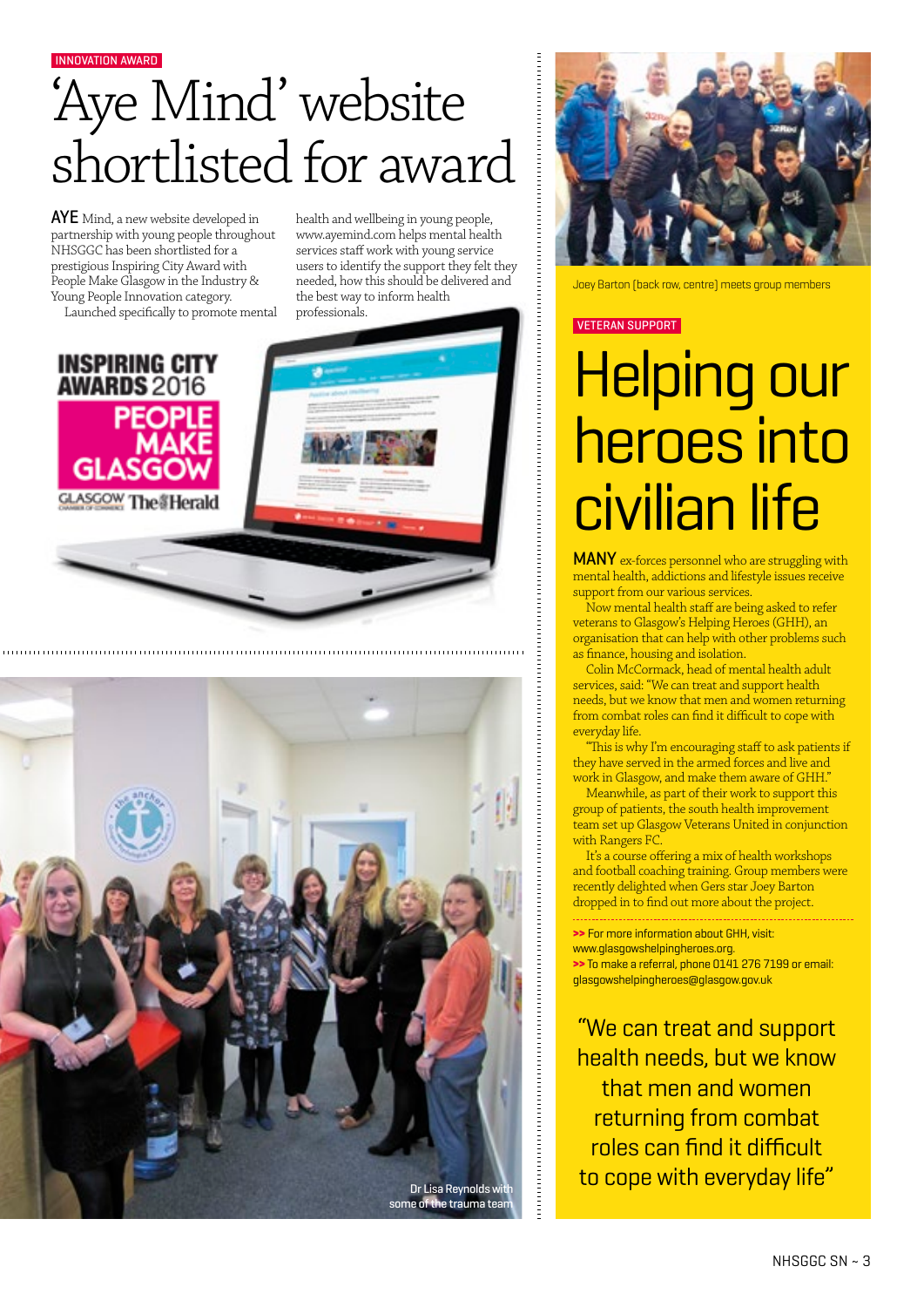INNOVATION AWARD

# 'Aye Mind' website shortlisted for award

**AYE** Mind, a new website developed in partnership with young people throughout NHSGGC has been shortlisted for a prestigious Inspiring City Award with People Make Glasgow in the Industry & Young People Innovation category.

Launched specifically to promote mental health and wellbeing in young people, www.ayemind.com helps mental health services staff work with young service users to identify the support they felt they needed, how this should be delivered and the best way to inform health professionals.

Dr Lisa Reynolds with some of the trauma team

Joey Barton (back row, centre) meets group members

VETERAN SUPPORT

# Helping our heroes into civilian life

**MANY** ex-forces personnel who are struggling with mental health, addictions and lifestyle issues receive support from our various services.

Now mental health staff are being asked to refer veterans to Glasgow's Helping Heroes (GHH), an organisation that can help with other problems such as finance, housing and isolation.

Colin McCormack, head of mental health adult services, said: "We can treat and support health needs, but we know that men and women returning from combat roles can find it difficult to cope with everyday life.

"This is why I'm encouraging staff to ask patients if they have served in the armed forces and live and work in Glasgow, and make them aware of GHH."

Meanwhile, as part of their work to support this group of patients, the south health improvement team set up Glasgow Veterans United in conjunction with Rangers FC.

It's a course offering a mix of health workshops and football coaching training. Group members were recently delighted when Gers star Joey Barton dropped in to find out more about the project.

>> For more information about GHH, visit: www.glasgowshelpingheroes.org.

>> To make a referral, phone 0141 276 7199 or email: glasgowshelpingheroes@glasgow.gov.uk

"We can treat and support health needs, but we know that men and women returning from combat roles can find it difficult to cope with everyday life"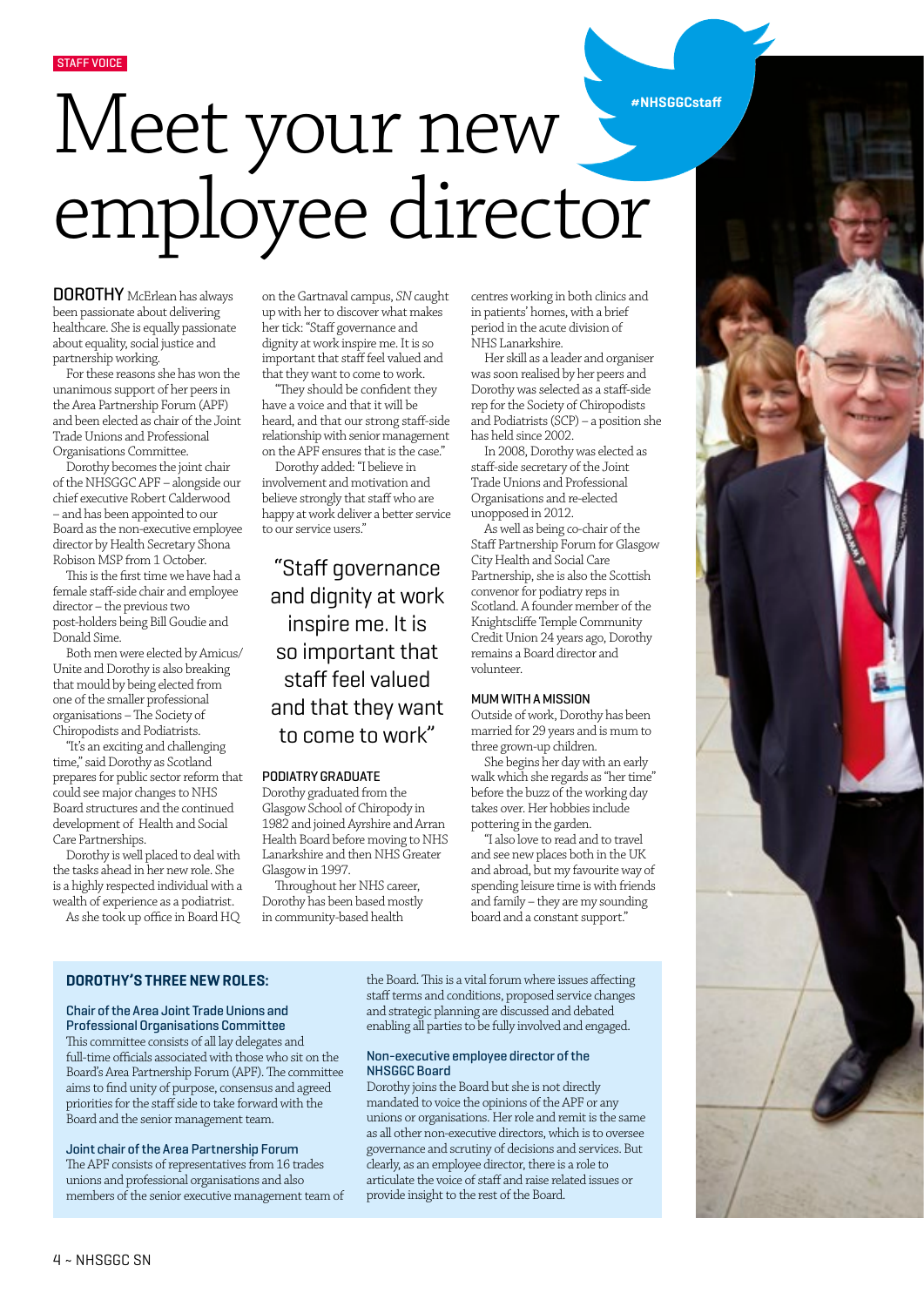STAFF VOICE

#NHSGGCstaff

# Meet your new employee director

**DOROTHY** McErlean has always been passionate about delivering healthcare. She is equally passionate about equality, social justice and partnership working.

For these reasons she has won the unanimous support of her peers in the Area Partnership Forum (APF) and been elected as chair of the Joint Trade Unions and Professional Organisations Committee.

Dorothy becomes the joint chair of the NHSGGC APF – alongside our chief executive Robert Calderwood – and has been appointed to our Board as the non-executive employee director by Health Secretary Shona Robison MSP from 1 October.

This is the first time we have had a female staff-side chair and employee director – the previous two post-holders being Bill Goudie and Donald Sime.

Both men were elected by Amicus/Unite and Dorothy is also breaking that mould by being elected from one of the smaller professional organisations – The Society of Chiropodists and Podiatrists.

"It's an exciting and challenging time," said Dorothy as Scotland prepares for public sector reform that could see major changes to NHS Board structures and the continued development of Health and Social Care Partnerships.

Dorothy is well placed to deal with the tasks ahead in her new role. She is a highly respected individual with a wealth of experience as a podiatrist.

As she took up office in Board HQ on the Gartnaval campus, *SN* caught up with her to discover what makes her tick: "Staff governance and dignity at work inspire me. It is so important that staff feel valued and that they want to come to work.

"They should be confident they have a voice and that it will be heard, and that our strong staff-side relationship with senior management on the APF ensures that is the case."

Dorothy added: "I believe in involvement and motivation and believe strongly that staff who are happy at work deliver a better service to our service users."

> "Staff governance and dignity at work inspire me. It is so important that staff feel valued and that they want to come to work"

### PODIATRY GRADUATE

Dorothy graduated from the Glasgow School of Chiropody in 1982 and joined Ayrshire and Arran Health Board before moving to NHS Lanarkshire and then NHS Greater Glasgow in 1997.

Throughout her NHS career, Dorothy has been based mostly in community-based health centres working in both clinics and in patients' homes, with a brief period in the acute division of NHS Lanarkshire.

Her skill as a leader and organiser was soon realised by her peers and Dorothy was selected as a staff-side rep for the Society of Chiropodists and Podiatrists (SCP) – a position she has held since 2002.

In 2008, Dorothy was elected as staff-side secretary of the Joint Trade Unions and Professional Organisations and re-elected unopposed in 2012.

As well as being co-chair of the Staff Partnership Forum for Glasgow City Health and Social Care Partnership, she is also the Scottish convenor for podiatry reps in Scotland. A founder member of the Knightscliffe Temple Community Credit Union 24 years ago, Dorothy remains a Board director and volunteer.

### MUM WITH A MISSION

Outside of work, Dorothy has been married for 29 years and is mum to three grown-up children.

She begins her day with an early walk which she regards as "her time" before the buzz of the working day takes over. Her hobbies include pottering in the garden.

"I also love to read and to travel and see new places both in the UK and abroad, but my favourite way of spending leisure time is with friends and family – they are my sounding board and a constant support."

### DOROTHY'S THREE NEW ROLES:

**Chair of the Area Joint Trade Unions and Professional Organisations Committee**

This committee consists of all lay delegates and full-time officials associated with those who sit on the Board's Area Partnership Forum (APF). The committee aims to find unity of purpose, consensus and agreed priorities for the staff side to take forward with the Board and the senior management team.

**Joint chair of the Area Partnership Forum**

The APF consists of representatives from 16 trades unions and professional organisations and also members of the senior executive management team of the Board. This is a vital forum where issues affecting staff terms and conditions, proposed service changes and strategic planning are discussed and debated enabling all parties to be fully involved and engaged.

**Non-executive employee director of the NHSGGC Board**

Dorothy joins the Board but she is not directly mandated to voice the opinions of the APF or any unions or organisations. Her role and remit is the same as all other non-executive directors, which is to oversee governance and scrutiny of decisions and services. But clearly, as an employee director, there is a role to articulate the voice of staff and raise related issues or provide insight to the rest of the Board.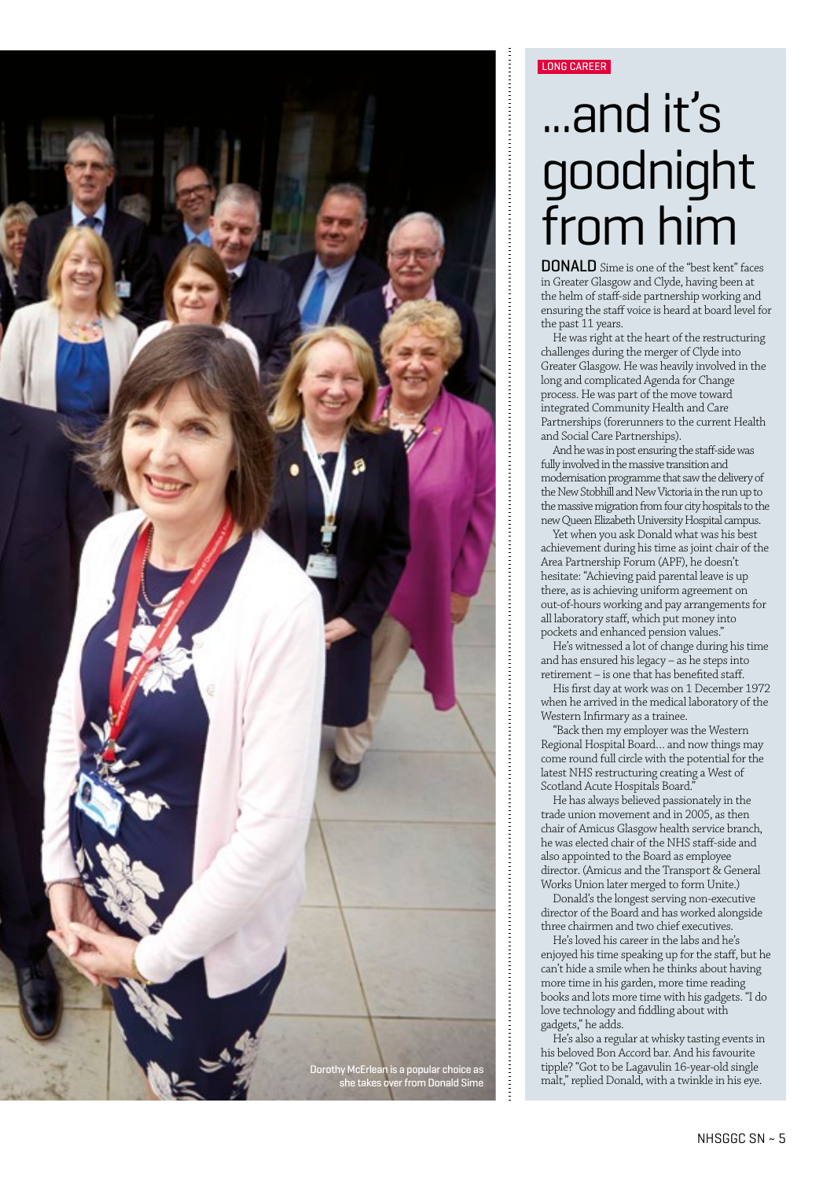LONG CAREER

# ...and it's goodnight from him

**DONALD** Sime is one of the "best kent" faces in Greater Glasgow and Clyde, having been at the helm of staff-side partnership working and ensuring the staff voice is heard at board level for the past 11 years.

He was right at the heart of the restructuring challenges during the merger of Clyde into Greater Glasgow. He was heavily involved in the long and complicated Agenda for Change process. He was part of the move toward integrated Community Health and Care Partnerships (forerunners to the current Health and Social Care Partnerships).

And he was in post ensuring the staff-side was fully involved in the massive transition and modernisation programme that saw the delivery of the New Stobhill and New Victoria in the run up to the massive migration from four city hospitals to the new Queen Elizabeth University Hospital campus.

Yet when you ask Donald what was his best achievement during his time as joint chair of the Area Partnership Forum (APF), he doesn't hesitate: "Achieving paid parental leave is up there, as is achieving uniform agreement on out-of-hours working and pay arrangements for all laboratory staff, which put money into pockets and enhanced pension values."

He's witnessed a lot of change during his time and has ensured his legacy – as he steps into retirement – is one that has benefited staff.

His first day at work was on 1 December 1972 when he arrived in the medical laboratory of the Western Infirmary as a trainee.

"Back then my employer was the Western Regional Hospital Board... and now things may come round full circle with the potential for the latest NHS restructuring creating a West of Scotland Acute Hospitals Board."

He has always believed passionately in the trade union movement and in 2005, as then chair of Amicus Glasgow health service branch, he was elected chair of the NHS staff-side and also appointed to the Board as employee director. (Amicus and the Transport & General Works Union later merged to form Unite.)

Donald's the longest serving non-executive director of the Board and has worked alongside three chairmen and two chief executives.

He's loved his career in the labs and he's enjoyed his time speaking up for the staff, but he can't hide a smile when he thinks about having more time in his garden, more time reading books and lots more time with his gadgets. "I do love technology and fiddling about with gadgets," he adds.

He's also a regular at whisky tasting events in his beloved Bon Accord bar. And his favourite tipple? "Got to be Lagavulin 16-year-old single malt," replied Donald, with a twinkle in his eye.

Dorothy McErlean is a popular choice as she takes over from Donald Sime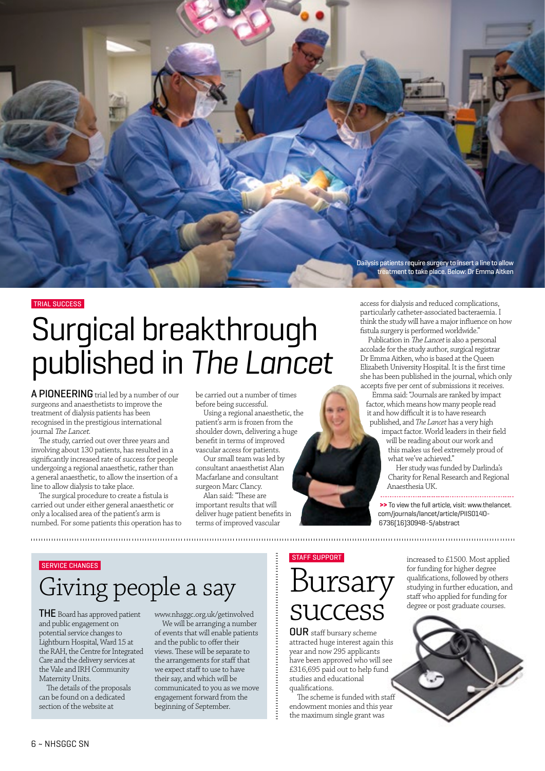Dailysis patients require surgery to insert a line to allow treatment to take place. Below: Dr Emma Aitken

TRIAL SUCCESS

# Surgical breakthrough published in *The Lancet*

**A PIONEERING** trial led by a number of our surgeons and anaesthetists to improve the treatment of dialysis patients has been recognised in the prestigious international journal *The Lancet*.

The study, carried out over three years and involving about 130 patients, has resulted in a significantly increased rate of success for people undergoing a regional anaesthetic, rather than a general anaesthetic, to allow the insertion of a line to allow dialysis to take place.

The surgical procedure to create a fistula is carried out under either general anaesthetic or only a localised area of the patient's arm is numbed. For some patients this operation has to be carried out a number of times before being successful.

Using a regional anaesthetic, the patient's arm is frozen from the shoulder down, delivering a huge benefit in terms of improved vascular access for patients.

Our small team was led by consultant anaesthetist Alan Macfarlane and consultant surgeon Marc Clancy.

Alan said: "These are important results that will deliver huge patient benefits in terms of improved vascular access for dialysis and reduced complications, particularly catheter-associated bacteraemia. I think the study will have a major influence on how fistula surgery is performed worldwide."

Publication in *The Lancet* is also a personal accolade for the study author, surgical registrar Dr Emma Aitken, who is based at the Queen Elizabeth University Hospital. It is the first time she has been published in the journal, which only accepts five per cent of submissions it receives.

Emma said: "Journals are ranked by impact factor, which means how many people read it and how difficult it is to have research published, and *The Lancet* has a very high impact factor. World leaders in their field will be reading about our work and this makes us feel extremely proud of what we've achieved."

Her study was funded by Darlinda's Charity for Renal Research and Regional Anaesthesia UK.

>> To view the full article, visit: www.thelancet.com/journals/lancet/article/PIIS0140-6736(16)30948-5/abstract

SERVICE CHANGES

# Giving people a say

**THE** Board has approved patient and public engagement on potential service changes to Lightburn Hospital, Ward 15 at the RAH, the Centre for Integrated Care and the delivery services at the Vale and IRH Community Maternity Units.

The details of the proposals can be found on a dedicated section of the website at www.nhsggc.org.uk/getinvolved

We will be arranging a number of events that will enable patients and the public to offer their views. These will be separate to the arrangements for staff that we expect staff to use to have their say, and which will be communicated to you as we move engagement forward from the beginning of September.

STAFF SUPPORT

# Bursary success

**OUR** staff bursary scheme attracted huge interest again this year and now 295 applicants have been approved who will see £316,695 paid out to help fund studies and educational qualifications.

The scheme is funded with staff endowment monies and this year the maximum single grant was increased to £1500. Most applied for funding for higher degree qualifications, followed by others studying in further education, and staff who applied for funding for degree or post graduate courses.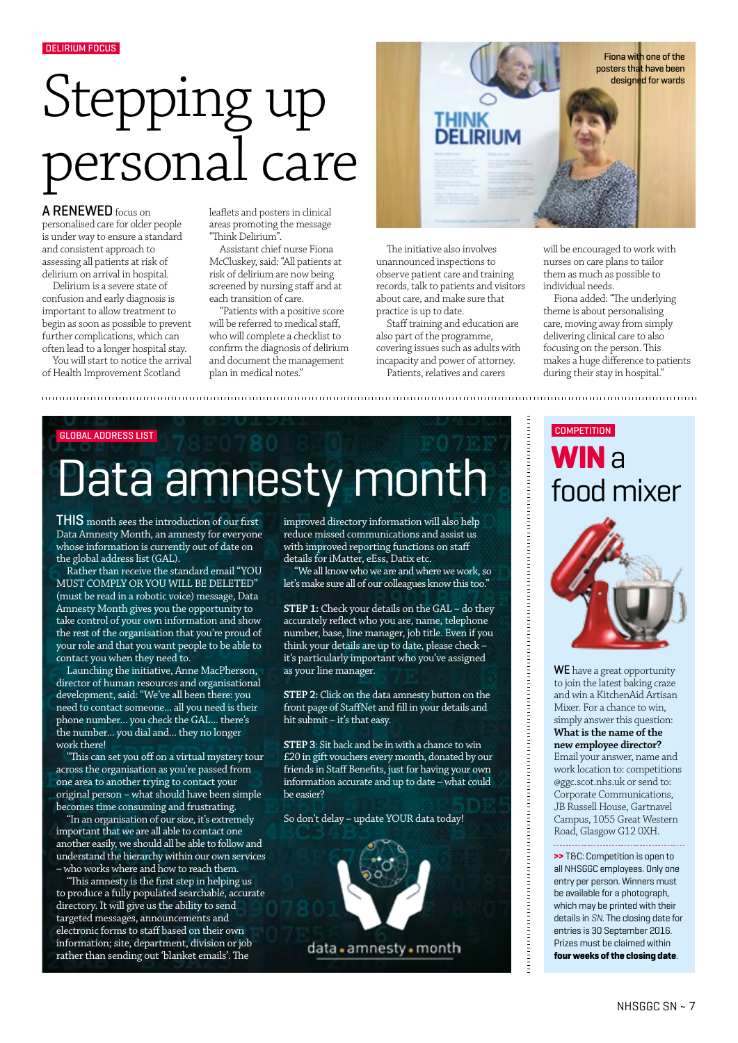DELIRIUM FOCUS

# Stepping up personal care

**A RENEWED** focus on personalised care for older people is under way to ensure a standard and consistent approach to assessing all patients at risk of delirium on arrival in hospital.

Delirium is a severe state of confusion and early diagnosis is important to allow treatment to begin as soon as possible to prevent further complications, which can often lead to a longer hospital stay.

You will start to notice the arrival of Health Improvement Scotland leaflets and posters in clinical areas promoting the message "Think Delirium".

Assistant chief nurse Fiona McCluskey, said: "All patients at risk of delirium are now being screened by nursing staff and at each transition of care.

"Patients with a positive score will be referred to medical staff, who will complete a checklist to confirm the diagnosis of delirium and document the management plan in medical notes."

Fiona with one of the posters that have been designed for wards

The initiative also involves unannounced inspections to observe patient care and training records, talk to patients and visitors about care, and make sure that practice is up to date.

Staff training and education are also part of the programme, covering issues such as adults with incapacity and power of attorney.

Patients, relatives and carers will be encouraged to work with nurses on care plans to tailor them as much as possible to individual needs.

Fiona added: "The underlying theme is about personalising care, moving away from simply delivering clinical care to also focusing on the person. This makes a huge difference to patients during their stay in hospital."

GLOBAL ADDRESS LIST

# Data amnesty month

**THIS** month sees the introduction of our first Data Amnesty Month, an amnesty for everyone whose information is currently out of date on the global address list (GAL).

Rather than receive the standard email "YOU MUST COMPLY OR YOU WILL BE DELETED" (must be read in a robotic voice) message, Data Amnesty Month gives you the opportunity to take control of your own information and show the rest of the organisation that you're proud of your role and that you want people to be able to contact you when they need to.

Launching the initiative, Anne MacPherson, director of human resources and organisational development, said: "We've all been there: you need to contact someone... all you need is their phone number... you check the GAL... there's the number... you dial and... they no longer work there!

"This can set you off on a virtual mystery tour across the organisation as you're passed from one area to another trying to contact your original person – what should have been simple becomes time consuming and frustrating.

"In an organisation of our size, it's extremely important that we are all able to contact one another easily, we should all be able to follow and understand the hierarchy within our own services – who works where and how to reach them.

"This amnesty is the first step in helping us to produce a fully populated searchable, accurate directory. It will give us the ability to send targeted messages, announcements and electronic forms to staff based on their own information; site, department, division or job rather than sending out 'blanket emails'. The improved directory information will also help reduce missed communications and assist us with improved reporting functions on staff details for iMatter, eEss, Datix etc.

"We all know who we are and where we work, so let's make sure all of our colleagues know this too."

**STEP 1:** Check your details on the GAL – do they accurately reflect who you are, name, telephone number, base, line manager, job title. Even if you think your details are up to date, please check – it's particularly important who you've assigned as your line manager.

**STEP 2:** Click on the data amnesty button on the front page of StaffNet and fill in your details and hit submit – it's that easy.

**STEP 3**: Sit back and be in with a chance to win £20 in gift vouchers every month, donated by our friends in Staff Benefits, just for having your own information accurate and up to date – what could be easier?

So don't delay – update YOUR data today!

data • amnesty • month

COMPETITION

# WIN a food mixer

**WE** have a great opportunity to join the latest baking craze and win a KitchenAid Artisan Mixer. For a chance to win, simply answer this question: **What is the name of the new employee director?** Email your answer, name and work location to: competitions @ggc.scot.nhs.uk or send to: Corporate Communications, JB Russell House, Gartnavel Campus, 1055 Great Western Road, Glasgow G12 0XH.

**>>** T&C: Competition is open to all NHSGGC employees. Only one entry per person. Winners must be available for a photograph, which may be printed with their details in *SN*. The closing date for entries is 30 September 2016. Prizes must be claimed within **four weeks of the closing date**.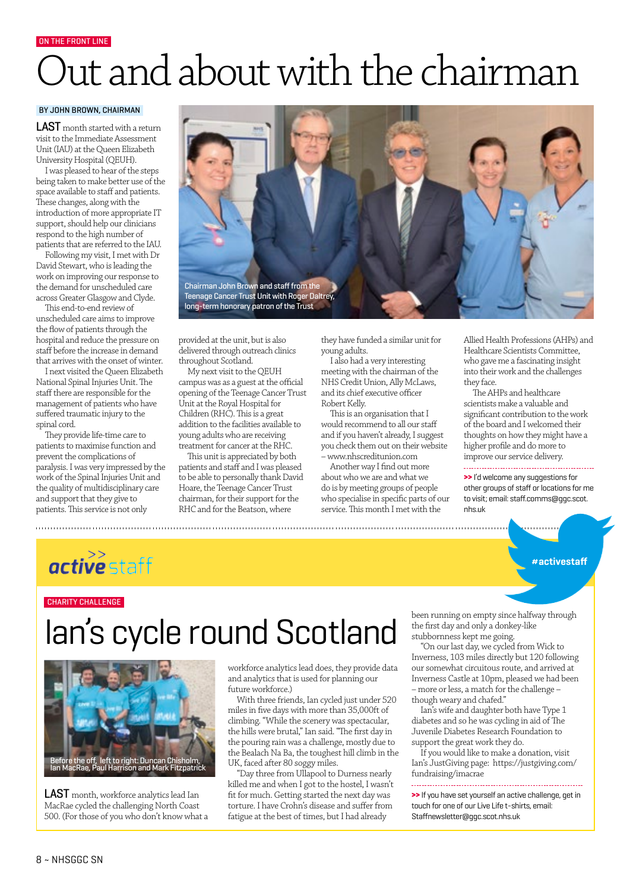ON THE FRONT LINE

# Out and about with the chairman

BY JOHN BROWN, CHAIRMAN

**LAST** month started with a return visit to the Immediate Assessment Unit (IAU) at the Queen Elizabeth University Hospital (QEUH).

I was pleased to hear of the steps being taken to make better use of the space available to staff and patients. These changes, along with the introduction of more appropriate IT support, should help our clinicians respond to the high number of patients that are referred to the IAU.

Following my visit, I met with Dr David Stewart, who is leading the work on improving our response to the demand for unscheduled care across Greater Glasgow and Clyde.

This end-to-end review of unscheduled care aims to improve the flow of patients through the hospital and reduce the pressure on staff before the increase in demand that arrives with the onset of winter.

I next visited the Queen Elizabeth National Spinal Injuries Unit. The staff there are responsible for the management of patients who have suffered traumatic injury to the spinal cord.

They provide life-time care to patients to maximise function and prevent the complications of paralysis. I was very impressed by the work of the Spinal Injuries Unit and the quality of multidisciplinary care and support that they give to patients. This service is not only provided at the unit, but is also delivered through outreach clinics throughout Scotland.

Chairman John Brown and staff from the Teenage Cancer Trust Unit with Roger Daltrey, long-term honorary patron of the Trust

My next visit to the QEUH campus was as a guest at the official opening of the Teenage Cancer Trust Unit at the Royal Hospital for Children (RHC). This is a great addition to the facilities available to young adults who are receiving treatment for cancer at the RHC.

This unit is appreciated by both patients and staff and I was pleased to be able to personally thank David Hoare, the Teenage Cancer Trust chairman, for their support for the RHC and for the Beatson, where they have funded a similar unit for young adults.

I also had a very interesting meeting with the chairman of the NHS Credit Union, Ally McLaws, and its chief executive officer Robert Kelly.

This is an organisation that I would recommend to all our staff and if you haven't already, I suggest you check them out on their website – www.nhscreditunion.com

Another way I find out more about who we are and what we do is by meeting groups of people who specialise in specific parts of our service. This month I met with the Allied Health Professions (AHPs) and Healthcare Scientists Committee, who gave me a fascinating insight into their work and the challenges they face.

The AHPs and healthcare scientists make a valuable and significant contribution to the work of the board and I welcomed their thoughts on how they might have a higher profile and do more to improve our service delivery.

>> I'd welcome any suggestions for other groups of staff or locations for me to visit; email: staff.comms@ggc.scot.nhs.uk

---

active staff

#activestaff

CHARITY CHALLENGE

# Ian's cycle round Scotland

Before the off, left to right: Duncan Chisholm, Ian MacRae, Paul Harrison and Mark Fitzpatrick

**LAST** month, workforce analytics lead Ian MacRae cycled the challenging North Coast 500. (For those of you who don't know what a workforce analytics lead does, they provide data and analytics that is used for planning our future workforce.)

With three friends, Ian cycled just under 520 miles in five days with more than 35,000ft of climbing. "While the scenery was spectacular, the hills were brutal," Ian said. "The first day in the pouring rain was a challenge, mostly due to the Bealach Na Ba, the toughest hill climb in the UK, faced after 80 soggy miles.

"Day three from Ullapool to Durness nearly killed me and when I got to the hostel, I wasn't fit for much. Getting started the next day was torture. I have Crohn's disease and suffer from fatigue at the best of times, but I had already been running on empty since halfway through the first day and only a donkey-like stubbornness kept me going.

"On our last day, we cycled from Wick to Inverness, 103 miles directly but 120 following our somewhat circuitous route, and arrived at Inverness Castle at 10pm, pleased we had been – more or less, a match for the challenge – though weary and chafed."

Ian's wife and daughter both have Type 1 diabetes and so he was cycling in aid of The Juvenile Diabetes Research Foundation to support the great work they do.

If you would like to make a donation, visit Ian's JustGiving page: https://justgiving.com/fundraising/imacrae

>> If you have set yourself an active challenge, get in touch for one of our Live Life t-shirts, email: Staffnewsletter@ggc.scot.nhs.uk